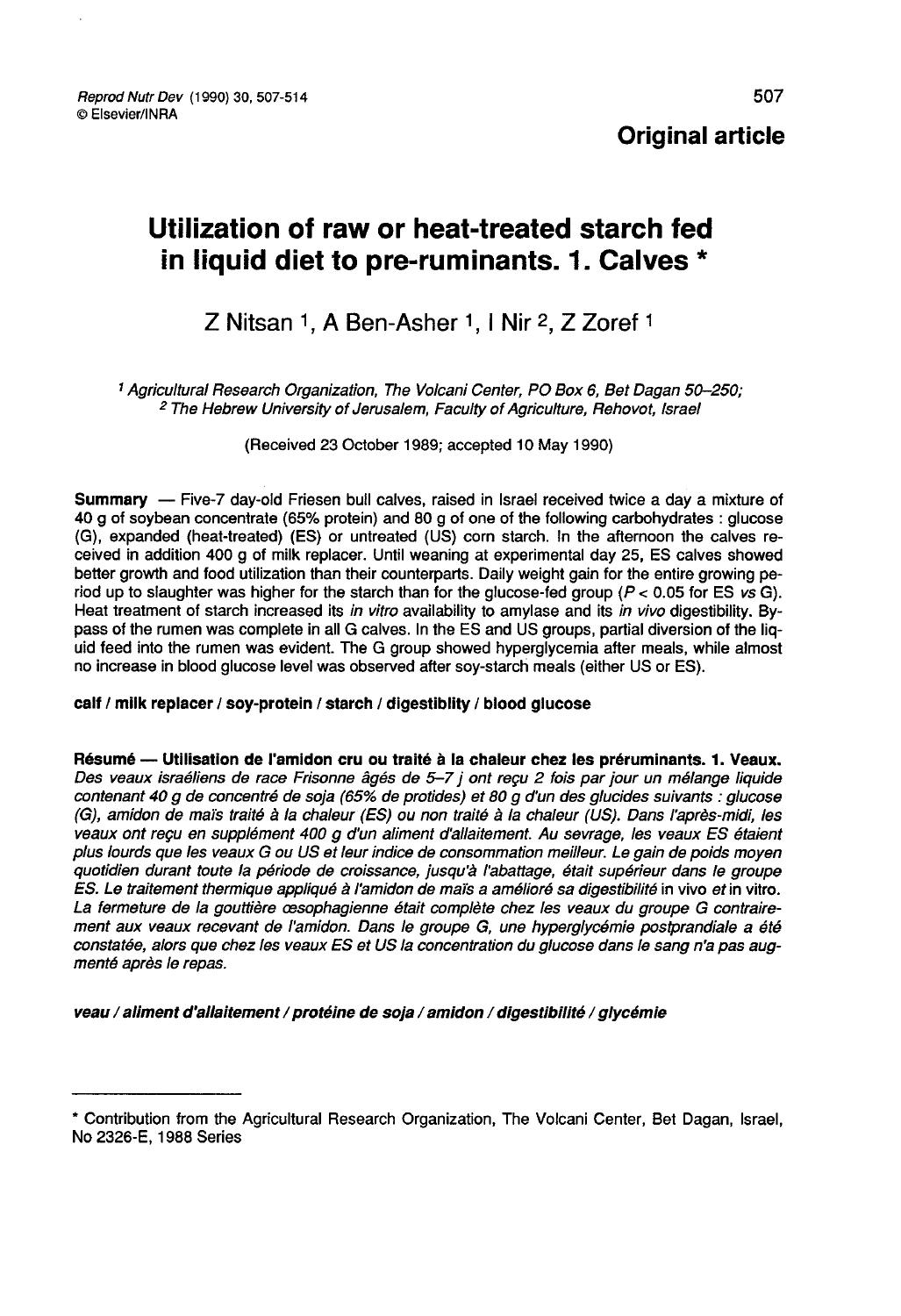**Original article**

# Utilization of raw or heat-treated starch fed in liquid diet to pre-ruminants. 1. Calves *

Z Nitsan [1], A Ben-Asher [1], I Nir [2], Z Zoref [1]

[1] *Agricultural Research Organization, The Volcani Center, PO Box 6, Bet Dagan 50–250;*
[2] *The Hebrew University of Jerusalem, Faculty of Agriculture, Rehovot, Israel*

(Received 23 October 1989; accepted 10 May 1990)

**Summary** — Five-7 day-old Friesen bull calves, raised in Israel received twice a day a mixture of 40 g of soybean concentrate (65% protein) and 80 g of one of the following carbohydrates : glucose (G), expanded (heat-treated) (ES) or untreated (US) corn starch. In the afternoon the calves received in addition 400 g of milk replacer. Until weaning at experimental day 25, ES calves showed better growth and food utilization than their counterparts. Daily weight gain for the entire growing period up to slaughter was higher for the starch than for the glucose-fed group ($P < 0.05$ for ES *vs* G). Heat treatment of starch increased its *in vitro* availability to amylase and its *in vivo* digestibility. Bypass of the rumen was complete in all G calves. In the ES and US groups, partial diversion of the liquid feed into the rumen was evident. The G group showed hyperglycemia after meals, while almost no increase in blood glucose level was observed after soy-starch meals (either US or ES).

**calf / milk replacer / soy-protein / starch / digestiblity / blood glucose**

**Résumé — Utilisation de l'amidon cru ou traité à la chaleur chez les préruminants. 1. Veaux.** *Des veaux israéliens de race Frisonne âgés de 5–7 j ont reçu 2 fois par jour un mélange liquide contenant 40 g de concentré de soja (65% de protides) et 80 g d'un des glucides suivants : glucose (G), amidon de maïs traité à la chaleur (ES) ou non traité à la chaleur (US). Dans l'après-midi, les veaux ont reçu en supplément 400 g d'un aliment d'allaitement. Au sevrage, les veaux ES étaient plus lourds que les veaux G ou US et leur indice de consommation meilleur. Le gain de poids moyen quotidien durant toute la période de croissance, jusqu'à l'abattage, était supérieur dans le groupe ES. Le traitement thermique appliqué à l'amidon de maïs a amélioré sa digestibilité* in vivo *et* in vitro. *La fermeture de la gouttière œsophagienne était complète chez les veaux du groupe G contrairement aux veaux recevant de l'amidon. Dans le groupe G, une hyperglycémie postprandiale a été constatée, alors que chez les veaux ES et US la concentration du glucose dans le sang n'a pas augmenté après le repas.*

***veau / aliment d'allaitement / protéine de soja / amidon / digestibilité / glycémie***

---

* Contribution from the Agricultural Research Organization, The Volcani Center, Bet Dagan, Israel, No 2326-E, 1988 Series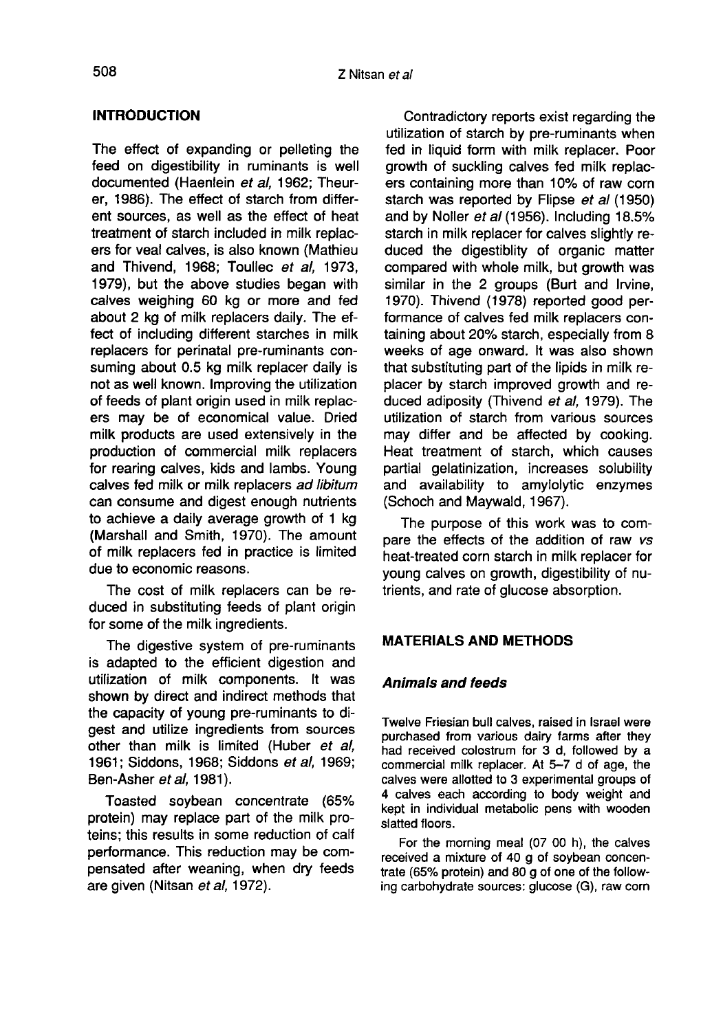## INTRODUCTION

The effect of expanding or pelleting the feed on digestibility in ruminants is well documented (Haenlein *et al*, 1962; Theurer, 1986). The effect of starch from different sources, as well as the effect of heat treatment of starch included in milk replacers for veal calves, is also known (Mathieu and Thivend, 1968; Toullec *et al*, 1973, 1979), but the above studies began with calves weighing 60 kg or more and fed about 2 kg of milk replacers daily. The effect of including different starches in milk replacers for perinatal pre-ruminants consuming about 0.5 kg milk replacer daily is not as well known. Improving the utilization of feeds of plant origin used in milk replacers may be of economical value. Dried milk products are used extensively in the production of commercial milk replacers for rearing calves, kids and lambs. Young calves fed milk or milk replacers *ad libitum* can consume and digest enough nutrients to achieve a daily average growth of 1 kg (Marshall and Smith, 1970). The amount of milk replacers fed in practice is limited due to economic reasons.

The cost of milk replacers can be reduced in substituting feeds of plant origin for some of the milk ingredients.

The digestive system of pre-ruminants is adapted to the efficient digestion and utilization of milk components. It was shown by direct and indirect methods that the capacity of young pre-ruminants to digest and utilize ingredients from sources other than milk is limited (Huber *et al*, 1961; Siddons, 1968; Siddons *et al*, 1969; Ben-Asher *et al*, 1981).

Toasted soybean concentrate (65% protein) may replace part of the milk proteins; this results in some reduction of calf performance. This reduction may be compensated after weaning, when dry feeds are given (Nitsan *et al*, 1972).

Contradictory reports exist regarding the utilization of starch by pre-ruminants when fed in liquid form with milk replacer. Poor growth of suckling calves fed milk replacers containing more than 10% of raw corn starch was reported by Flipse *et al* (1950) and by Noller *et al* (1956). Including 18.5% starch in milk replacer for calves slightly reduced the digestiblity of organic matter compared with whole milk, but growth was similar in the 2 groups (Burt and Irvine, 1970). Thivend (1978) reported good performance of calves fed milk replacers containing about 20% starch, especially from 8 weeks of age onward. It was also shown that substituting part of the lipids in milk replacer by starch improved growth and reduced adiposity (Thivend *et al*, 1979). The utilization of starch from various sources may differ and be affected by cooking. Heat treatment of starch, which causes partial gelatinization, increases solubility and availability to amylolytic enzymes (Schoch and Maywald, 1967).

The purpose of this work was to compare the effects of the addition of raw *vs* heat-treated corn starch in milk replacer for young calves on growth, digestibility of nutrients, and rate of glucose absorption.

## MATERIALS AND METHODS

### *Animals and feeds*

Twelve Friesian bull calves, raised in Israel were purchased from various dairy farms after they had received colostrum for 3 d, followed by a commercial milk replacer. At 5–7 d of age, the calves were allotted to 3 experimental groups of 4 calves each according to body weight and kept in individual metabolic pens with wooden slatted floors.

For the morning meal (07 00 h), the calves received a mixture of 40 g of soybean concentrate (65% protein) and 80 g of one of the following carbohydrate sources: glucose (G), raw corn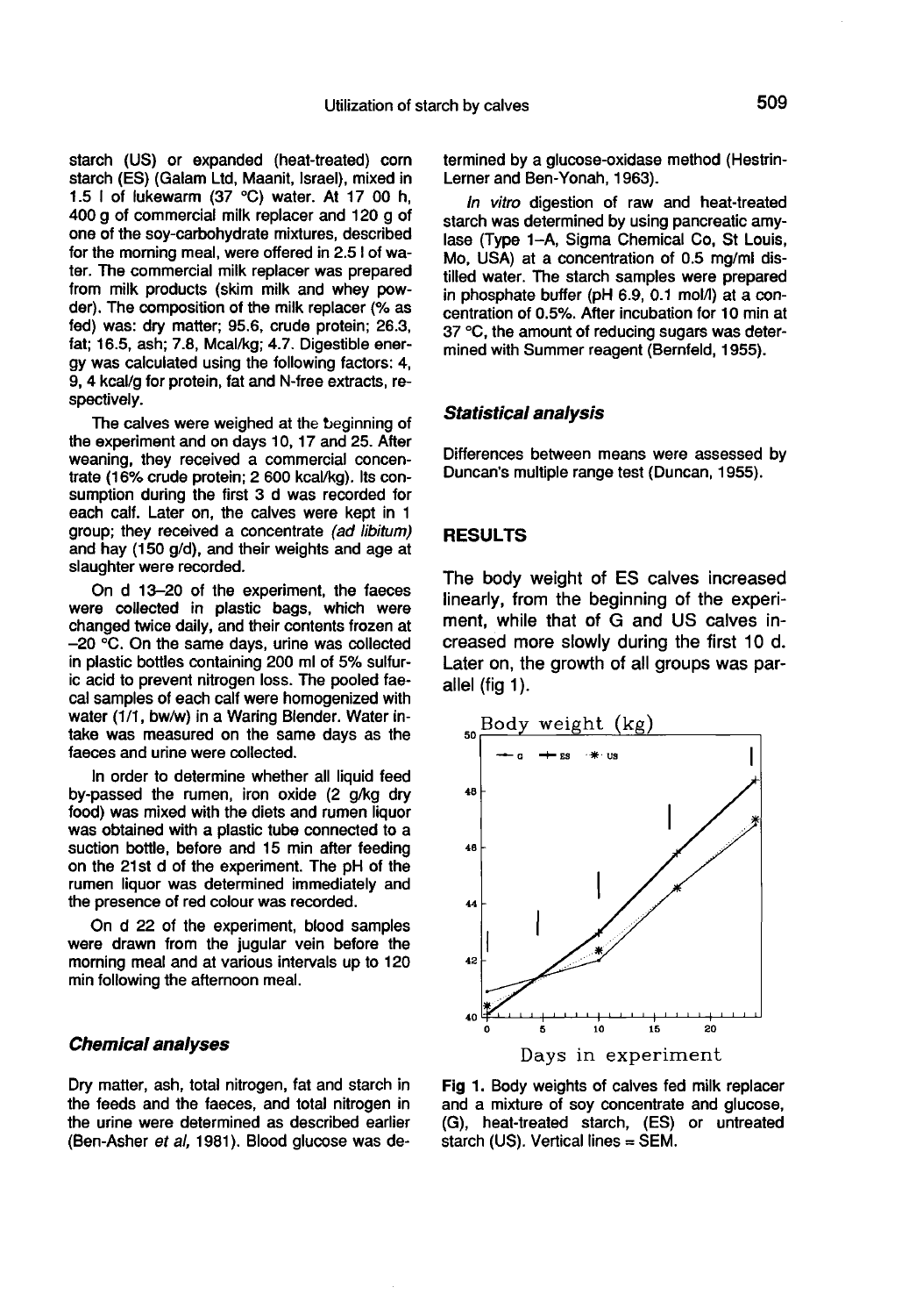starch (US) or expanded (heat-treated) corn starch (ES) (Galam Ltd, Maanit, Israel), mixed in 1.5 l of lukewarm (37 °C) water. At 17 00 h, 400 g of commercial milk replacer and 120 g of one of the soy-carbohydrate mixtures, described for the morning meal, were offered in 2.5 l of water. The commercial milk replacer was prepared from milk products (skim milk and whey powder). The composition of the milk replacer (% as fed) was: dry matter; 95.6, crude protein; 26.3, fat; 16.5, ash; 7.8, Mcal/kg; 4.7. Digestible energy was calculated using the following factors: 4, 9, 4 kcal/g for protein, fat and N-free extracts, respectively.

The calves were weighed at the beginning of the experiment and on days 10, 17 and 25. After weaning, they received a commercial concentrate (16% crude protein; 2 600 kcal/kg). Its consumption during the first 3 d was recorded for each calf. Later on, the calves were kept in 1 group; they received a concentrate *(ad libitum)* and hay (150 g/d), and their weights and age at slaughter were recorded.

On d 13–20 of the experiment, the faeces were collected in plastic bags, which were changed twice daily, and their contents frozen at −20 °C. On the same days, urine was collected in plastic bottles containing 200 ml of 5% sulfuric acid to prevent nitrogen loss. The pooled faecal samples of each calf were homogenized with water (1/1, bw/w) in a Waring Blender. Water intake was measured on the same days as the faeces and urine were collected.

In order to determine whether all liquid feed by-passed the rumen, iron oxide (2 g/kg dry food) was mixed with the diets and rumen liquor was obtained with a plastic tube connected to a suction bottle, before and 15 min after feeding on the 21st d of the experiment. The pH of the rumen liquor was determined immediately and the presence of red colour was recorded.

On d 22 of the experiment, blood samples were drawn from the jugular vein before the morning meal and at various intervals up to 120 min following the afternoon meal.

### Chemical analyses

Dry matter, ash, total nitrogen, fat and starch in the feeds and the faeces, and total nitrogen in the urine were determined as described earlier (Ben-Asher *et al*, 1981). Blood glucose was determined by a glucose-oxidase method (Hestrin-Lerner and Ben-Yonah, 1963).

*In vitro* digestion of raw and heat-treated starch was determined by using pancreatic amylase (Type 1–A, Sigma Chemical Co, St Louis, Mo, USA) at a concentration of 0.5 mg/ml distilled water. The starch samples were prepared in phosphate buffer (pH 6.9, 0.1 mol/l) at a concentration of 0.5%. After incubation for 10 min at 37 °C, the amount of reducing sugars was determined with Summer reagent (Bernfeld, 1955).

### Statistical analysis

Differences between means were assessed by Duncan's multiple range test (Duncan, 1955).

## RESULTS

The body weight of ES calves increased linearly, from the beginning of the experiment, while that of G and US calves increased more slowly during the first 10 d. Later on, the growth of all groups was parallel (fig 1).

**Fig 1.** Body weights of calves fed milk replacer and a mixture of soy concentrate and glucose, (G), heat-treated starch, (ES) or untreated starch (US). Vertical lines = SEM.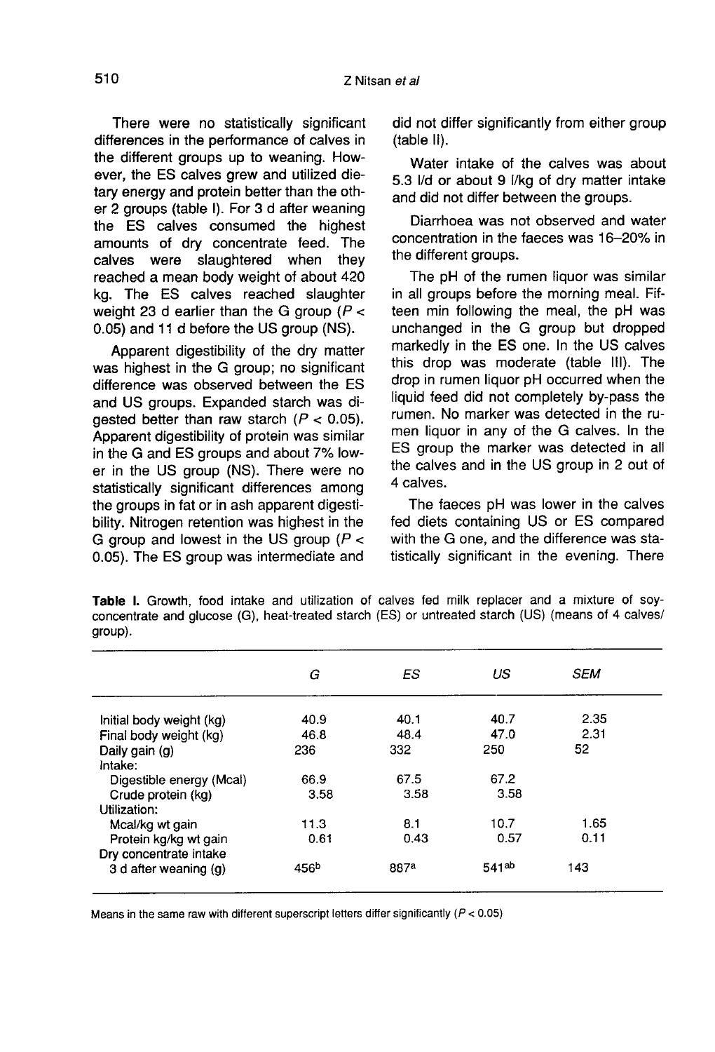There were no statistically significant differences in the performance of calves in the different groups up to weaning. However, the ES calves grew and utilized dietary energy and protein better than the other 2 groups (table I). For 3 d after weaning the ES calves consumed the highest amounts of dry concentrate feed. The calves were slaughtered when they reached a mean body weight of about 420 kg. The ES calves reached slaughter weight 23 d earlier than the G group ($P < 0.05$) and 11 d before the US group (NS).

Apparent digestibility of the dry matter was highest in the G group; no significant difference was observed between the ES and US groups. Expanded starch was digested better than raw starch ($P < 0.05$). Apparent digestibility of protein was similar in the G and ES groups and about 7% lower in the US group (NS). There were no statistically significant differences among the groups in fat or in ash apparent digestibility. Nitrogen retention was highest in the G group and lowest in the US group ($P < 0.05$). The ES group was intermediate and did not differ significantly from either group (table II).

Water intake of the calves was about 5.3 l/d or about 9 l/kg of dry matter intake and did not differ between the groups.

Diarrhoea was not observed and water concentration in the faeces was 16–20% in the different groups.

The pH of the rumen liquor was similar in all groups before the morning meal. Fifteen min following the meal, the pH was unchanged in the G group but dropped markedly in the ES one. In the US calves this drop was moderate (table III). The drop in rumen liquor pH occurred when the liquid feed did not completely by-pass the rumen. No marker was detected in the rumen liquor in any of the G calves. In the ES group the marker was detected in all the calves and in the US group in 2 out of 4 calves.

The faeces pH was lower in the calves fed diets containing US or ES compared with the G one, and the difference was statistically significant in the evening. There

**Table I.** Growth, food intake and utilization of calves fed milk replacer and a mixture of soy-concentrate and glucose (G), heat-treated starch (ES) or untreated starch (US) (means of 4 calves/group).

| | *G* | *ES* | *US* | *SEM* |
|---|---|---|---|---|
| Initial body weight (kg) | 40.9 | 40.1 | 40.7 | 2.35 |
| Final body weight (kg) | 46.8 | 48.4 | 47.0 | 2.31 |
| Daily gain (g) | 236 | 332 | 250 | 52 |
| Intake: | | | | |
| Digestible energy (Mcal) | 66.9 | 67.5 | 67.2 | |
| Crude protein (kg) | 3.58 | 3.58 | 3.58 | |
| Utilization: | | | | |
| Mcal/kg wt gain | 11.3 | 8.1 | 10.7 | 1.65 |
| Protein kg/kg wt gain | 0.61 | 0.43 | 0.57 | 0.11 |
| Dry concentrate intake 3 d after weaning (g) | 456[b] | 887[a] | 541[ab] | 143 |

Means in the same raw with different superscript letters differ significantly ($P < 0.05$)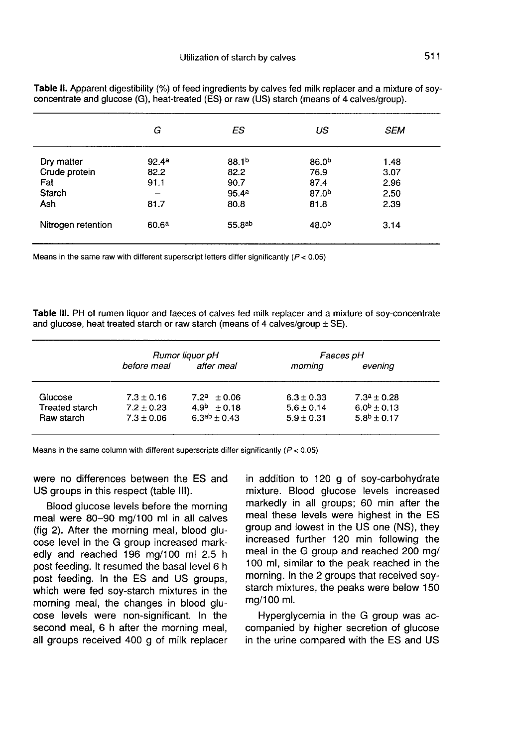**Table II.** Apparent digestibility (%) of feed ingredients by calves fed milk replacer and a mixture of soy-concentrate and glucose (G), heat-treated (ES) or raw (US) starch (means of 4 calves/group).

| | *G* | *ES* | *US* | *SEM* |
|---|---|---|---|---|
| Dry matter | 92.4[a] | 88.1[b] | 86.0[b] | 1.48 |
| Crude protein | 82.2 | 82.2 | 76.9 | 3.07 |
| Fat | 91.1 | 90.7 | 87.4 | 2.96 |
| Starch | – | 95.4[a] | 87.0[b] | 2.50 |
| Ash | 81.7 | 80.8 | 81.8 | 2.39 |
| Nitrogen retention | 60.6[a] | 55.8[ab] | 48.0[b] | 3.14 |

Means in the same raw with different superscript letters differ significantly ($P < 0.05$)

**Table III.** PH of rumen liquor and faeces of calves fed milk replacer and a mixture of soy-concentrate and glucose, heat treated starch or raw starch (means of 4 calves/group ± SE).

| | *Rumor liquor pH* | | *Faeces pH* | |
|---|---|---|---|---|
| | *before meal* | *after meal* | *morning* | *evening* |
| Glucose | 7.3 ± 0.16 | 7.2[a] ± 0.06 | 6.3 ± 0.33 | 7.3[a] ± 0.28 |
| Treated starch | 7.2 ± 0.23 | 4.9[b] ± 0.18 | 5.6 ± 0.14 | 6.0[b] ± 0.13 |
| Raw starch | 7.3 ± 0.06 | 6.3[ab] ± 0.43 | 5.9 ± 0.31 | 5.8[b] ± 0.17 |

Means in the same column with different superscripts differ significantly ($P < 0.05$)

were no differences between the ES and US groups in this respect (table III).

Blood glucose levels before the morning meal were 80–90 mg/100 ml in all calves (fig 2). After the morning meal, blood glucose level in the G group increased markedly and reached 196 mg/100 ml 2.5 h post feeding. It resumed the basal level 6 h post feeding. In the ES and US groups, which were fed soy-starch mixtures in the morning meal, the changes in blood glucose levels were non-significant. In the second meal, 6 h after the morning meal, all groups received 400 g of milk replacer in addition to 120 g of soy-carbohydrate mixture. Blood glucose levels increased markedly in all groups; 60 min after the meal these levels were highest in the ES group and lowest in the US one (NS), they increased further 120 min following the meal in the G group and reached 200 mg/100 ml, similar to the peak reached in the morning. In the 2 groups that received soy-starch mixtures, the peaks were below 150 mg/100 ml.

Hyperglycemia in the G group was accompanied by higher secretion of glucose in the urine compared with the ES and US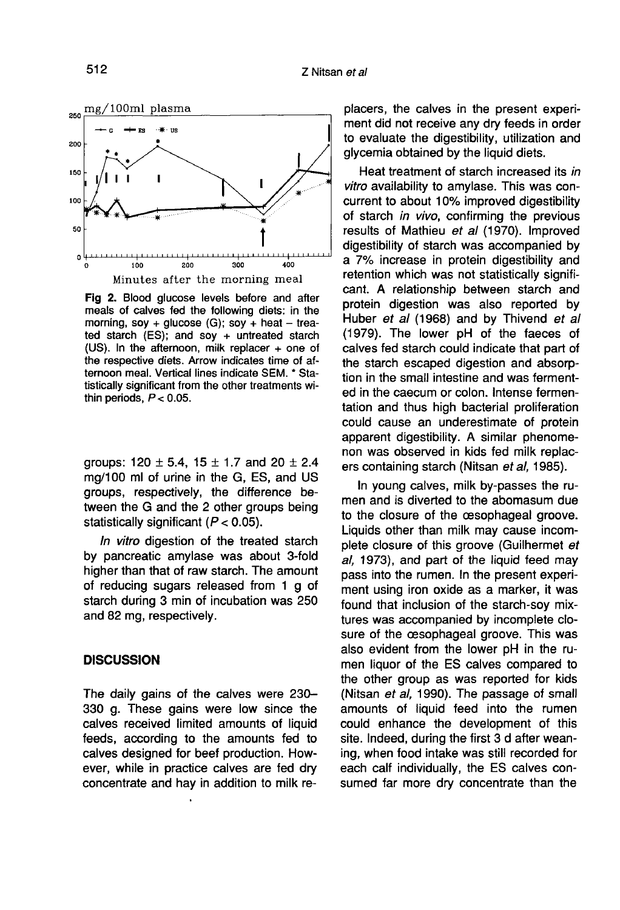Fig 2. Blood glucose levels before and after meals of calves fed the following diets: in the morning, soy + glucose (G); soy + heat – treated starch (ES); and soy + untreated starch (US). In the afternoon, milk replacer + one of the respective diets. Arrow indicates time of afternoon meal. Vertical lines indicate SEM. * Statistically significant from the other treatments within periods, $P < 0.05$.

groups: 120 ± 5.4, 15 ± 1.7 and 20 ± 2.4 mg/100 ml of urine in the G, ES, and US groups, respectively, the difference between the G and the 2 other groups being statistically significant ($P < 0.05$).

*In vitro* digestion of the treated starch by pancreatic amylase was about 3-fold higher than that of raw starch. The amount of reducing sugars released from 1 g of starch during 3 min of incubation was 250 and 82 mg, respectively.

## DISCUSSION

The daily gains of the calves were 230–330 g. These gains were low since the calves received limited amounts of liquid feeds, according to the amounts fed to calves designed for beef production. However, while in practice calves are fed dry concentrate and hay in addition to milk replacers, the calves in the present experiment did not receive any dry feeds in order to evaluate the digestibility, utilization and glycemia obtained by the liquid diets.

Heat treatment of starch increased its *in vitro* availability to amylase. This was concurrent to about 10% improved digestibility of starch *in vivo*, confirming the previous results of Mathieu *et al* (1970). Improved digestibility of starch was accompanied by a 7% increase in protein digestibility and retention which was not statistically significant. A relationship between starch and protein digestion was also reported by Huber *et al* (1968) and by Thivend *et al* (1979). The lower pH of the faeces of calves fed starch could indicate that part of the starch escaped digestion and absorption in the small intestine and was fermented in the caecum or colon. Intense fermentation and thus high bacterial proliferation could cause an underestimate of protein apparent digestibility. A similar phenomenon was observed in kids fed milk replacers containing starch (Nitsan *et al*, 1985).

In young calves, milk by-passes the rumen and is diverted to the abomasum due to the closure of the œsophageal groove. Liquids other than milk may cause incomplete closure of this groove (Guilhermet *et al*, 1973), and part of the liquid feed may pass into the rumen. In the present experiment using iron oxide as a marker, it was found that inclusion of the starch-soy mixtures was accompanied by incomplete closure of the œsophageal groove. This was also evident from the lower pH in the rumen liquor of the ES calves compared to the other group as was reported for kids (Nitsan *et al*, 1990). The passage of small amounts of liquid feed into the rumen could enhance the development of this site. Indeed, during the first 3 d after weaning, when food intake was still recorded for each calf individually, the ES calves consumed far more dry concentrate than the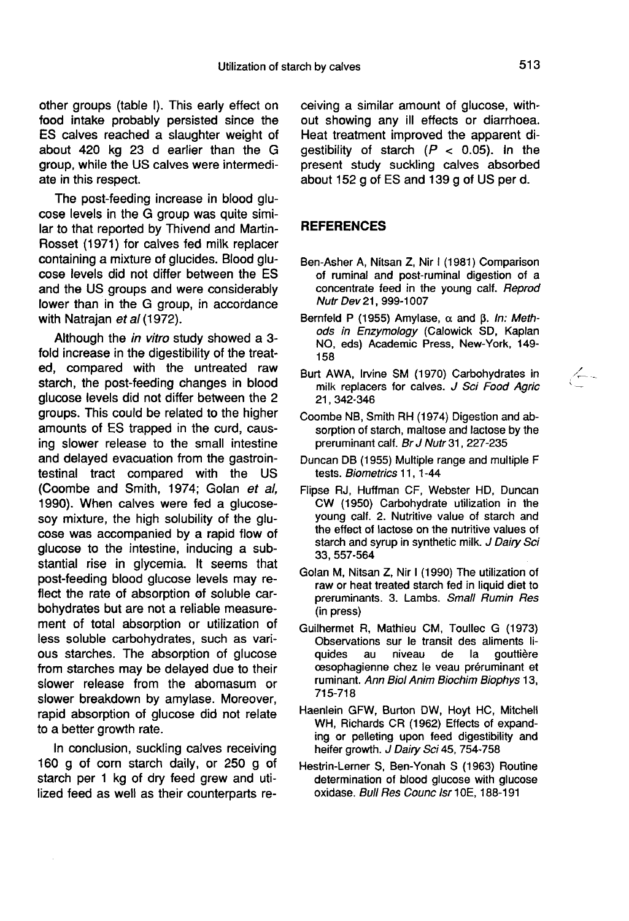other groups (table I). This early effect on food intake probably persisted since the ES calves reached a slaughter weight of about 420 kg 23 d earlier than the G group, while the US calves were intermediate in this respect.

The post-feeding increase in blood glucose levels in the G group was quite similar to that reported by Thivend and Martin-Rosset (1971) for calves fed milk replacer containing a mixture of glucides. Blood glucose levels did not differ between the ES and the US groups and were considerably lower than in the G group, in accordance with Natrajan *et al* (1972).

Although the *in vitro* study showed a 3-fold increase in the digestibility of the treated, compared with the untreated raw starch, the post-feeding changes in blood glucose levels did not differ between the 2 groups. This could be related to the higher amounts of ES trapped in the curd, causing slower release to the small intestine and delayed evacuation from the gastrointestinal tract compared with the US (Coombe and Smith, 1974; Golan *et al*, 1990). When calves were fed a glucose-soy mixture, the high solubility of the glucose was accompanied by a rapid flow of glucose to the intestine, inducing a substantial rise in glycemia. It seems that post-feeding blood glucose levels may reflect the rate of absorption of soluble carbohydrates but are not a reliable measurement of total absorption or utilization of less soluble carbohydrates, such as various starches. The absorption of glucose from starches may be delayed due to their slower release from the abomasum or slower breakdown by amylase. Moreover, rapid absorption of glucose did not relate to a better growth rate.

In conclusion, suckling calves receiving 160 g of corn starch daily, or 250 g of starch per 1 kg of dry feed grew and utilized feed as well as their counterparts receiving a similar amount of glucose, without showing any ill effects or diarrhoea. Heat treatment improved the apparent digestibility of starch ($P < 0.05$). In the present study suckling calves absorbed about 152 g of ES and 139 g of US per d.

## REFERENCES

Ben-Asher A, Nitsan Z, Nir I (1981) Comparison of ruminal and post-ruminal digestion of a concentrate feed in the young calf. *Reprod Nutr Dev* 21, 999-1007

Bernfeld P (1955) Amylase, α and β. *In: Methods in Enzymology* (Calowick SD, Kaplan NO, eds) Academic Press, New-York, 149-158

Burt AWA, Irvine SM (1970) Carbohydrates in milk replacers for calves. *J Sci Food Agric* 21, 342-346

Coombe NB, Smith RH (1974) Digestion and absorption of starch, maltose and lactose by the preruminant calf. *Br J Nutr* 31, 227-235

Duncan DB (1955) Multiple range and multiple F tests. *Biometrics* 11, 1-44

Flipse RJ, Huffman CF, Webster HD, Duncan CW (1950) Carbohydrate utilization in the young calf. 2. Nutritive value of starch and the effect of lactose on the nutritive values of starch and syrup in synthetic milk. *J Dairy Sci* 33, 557-564

Golan M, Nitsan Z, Nir I (1990) The utilization of raw or heat treated starch fed in liquid diet to preruminants. 3. Lambs. *Small Rumin Res* (in press)

Guilhermet R, Mathieu CM, Toullec G (1973) Observations sur le transit des aliments liquides au niveau de la gouttière œsophagienne chez le veau préruminant et ruminant. *Ann Biol Anim Biochim Biophys* 13, 715-718

Haenlein GFW, Burton DW, Hoyt HC, Mitchell WH, Richards CR (1962) Effects of expanding or pelleting upon feed digestibility and heifer growth. *J Dairy Sci* 45, 754-758

Hestrin-Lerner S, Ben-Yonah S (1963) Routine determination of blood glucose with glucose oxidase. *Bull Res Counc Isr* 10E, 188-191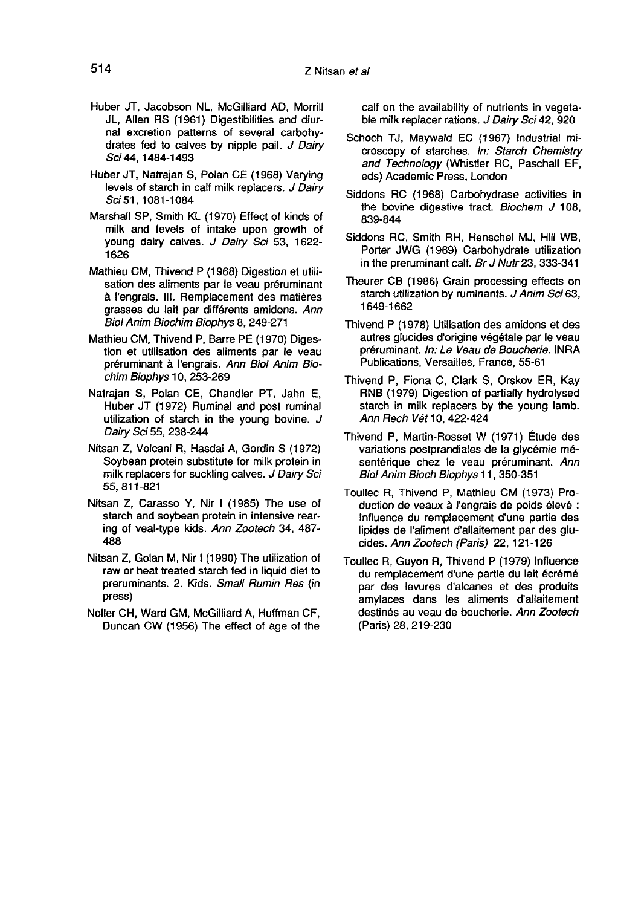Huber JT, Jacobson NL, McGilliard AD, Morrill JL, Allen RS (1961) Digestibilities and diurnal excretion patterns of several carbohydrates fed to calves by nipple pail. *J Dairy Sci* 44, 1484-1493

Huber JT, Natrajan S, Polan CE (1968) Varying levels of starch in calf milk replacers. *J Dairy Sci* 51, 1081-1084

Marshall SP, Smith KL (1970) Effect of kinds of milk and levels of intake upon growth of young dairy calves. *J Dairy Sci* 53, 1622-1626

Mathieu CM, Thivend P (1968) Digestion et utilisation des aliments par le veau préruminant à l'engrais. III. Remplacement des matières grasses du lait par différents amidons. *Ann Biol Anim Biochim Biophys* 8, 249-271

Mathieu CM, Thivend P, Barre PE (1970) Digestion et utilisation des aliments par le veau préruminant à l'engrais. *Ann Biol Anim Biochim Biophys* 10, 253-269

Natrajan S, Polan CE, Chandler PT, Jahn E, Huber JT (1972) Ruminal and post ruminal utilization of starch in the young bovine. *J Dairy Sci* 55, 238-244

Nitsan Z, Volcani R, Hasdai A, Gordin S (1972) Soybean protein substitute for milk protein in milk replacers for suckling calves. *J Dairy Sci* 55, 811-821

Nitsan Z, Carasso Y, Nir I (1985) The use of starch and soybean protein in intensive rearing of veal-type kids. *Ann Zootech* 34, 487-488

Nitsan Z, Golan M, Nir I (1990) The utilization of raw or heat treated starch fed in liquid diet to preruminants. 2. Kids. *Small Rumin Res* (in press)

Noller CH, Ward GM, McGilliard A, Huffman CF, Duncan CW (1956) The effect of age of the calf on the availability of nutrients in vegetable milk replacer rations. *J Dairy Sci* 42, 920

Schoch TJ, Maywald EC (1967) Industrial microscopy of starches. *In: Starch Chemistry and Technology* (Whistler RC, Paschall EF, eds) Academic Press, London

Siddons RC (1968) Carbohydrase activities in the bovine digestive tract. *Biochem J* 108, 839-844

Siddons RC, Smith RH, Henschel MJ, Hill WB, Porter JWG (1969) Carbohydrate utilization in the preruminant calf. *Br J Nutr* 23, 333-341

Theurer CB (1986) Grain processing effects on starch utilization by ruminants. *J Anim Sci* 63, 1649-1662

Thivend P (1978) Utilisation des amidons et des autres glucides d'origine végétale par le veau préruminant. *In: Le Veau de Boucherie.* INRA Publications, Versailles, France, 55-61

Thivend P, Fiona C, Clark S, Orskov ER, Kay RNB (1979) Digestion of partially hydrolysed starch in milk replacers by the young lamb. *Ann Rech Vét* 10, 422-424

Thivend P, Martin-Rosset W (1971) Étude des variations postprandiales de la glycémie mésentérique chez le veau préruminant. *Ann Biol Anim Bioch Biophys* 11, 350-351

Toullec R, Thivend P, Mathieu CM (1973) Production de veaux à l'engrais de poids élevé : Influence du remplacement d'une partie des lipides de l'aliment d'allaitement par des glucides. *Ann Zootech (Paris)* 22, 121-126

Toullec R, Guyon R, Thivend P (1979) Influence du remplacement d'une partie du lait écrémé par des levures d'alcanes et des produits amylaces dans les aliments d'allaitement destinés au veau de boucherie. *Ann Zootech* (Paris) 28, 219-230